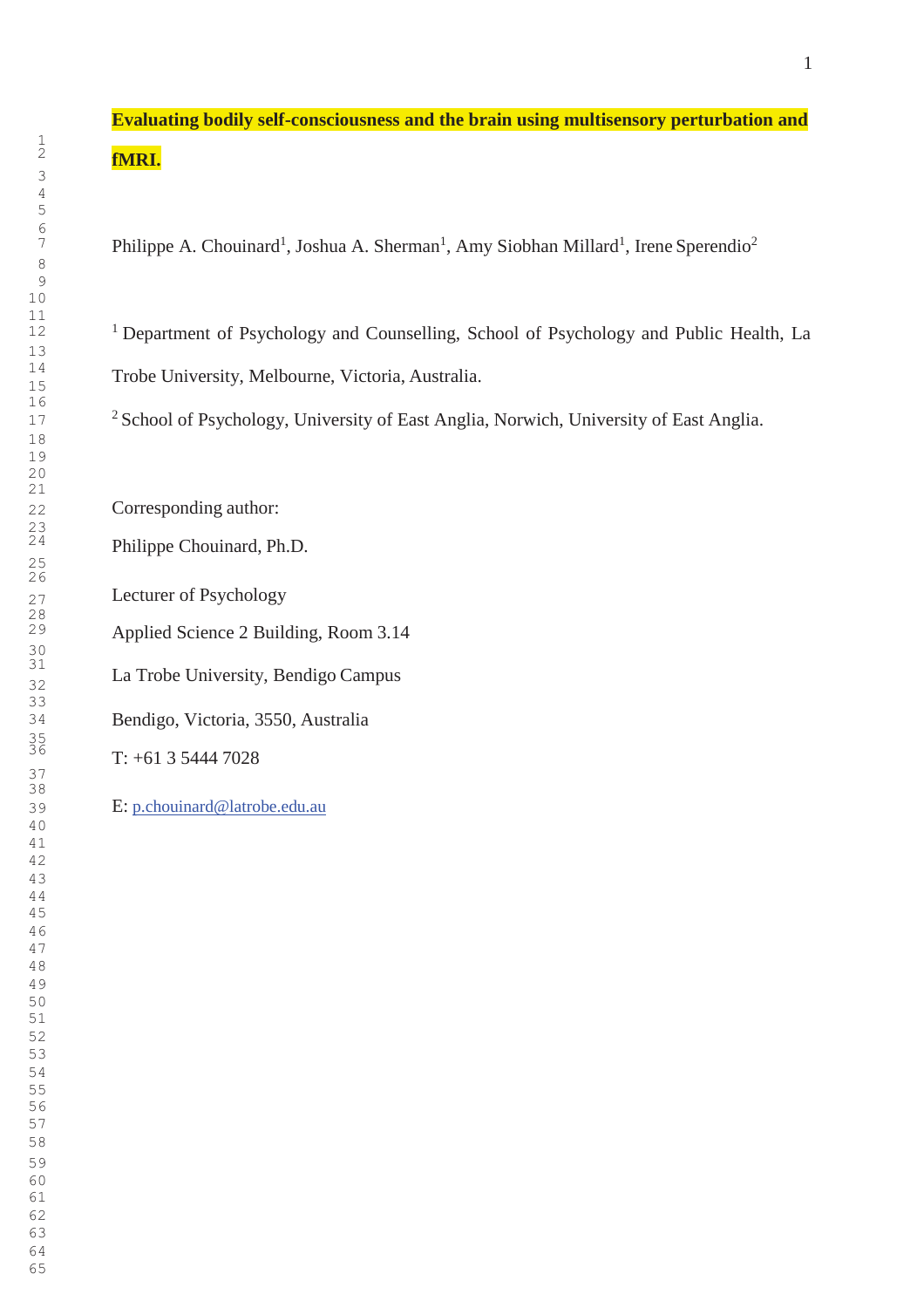# Evaluating bodily self-consciousness and the brain using multisensory perturbation and fMRI.

Philippe A. Chouinard[1], Joshua A. Sherman[1], Amy Siobhan Millard[1], Irene Sperendio[2]

[1] Department of Psychology and Counselling, School of Psychology and Public Health, La Trobe University, Melbourne, Victoria, Australia.

[2] School of Psychology, University of East Anglia, Norwich, University of East Anglia.

Corresponding author:

Philippe Chouinard, Ph.D.

Lecturer of Psychology

Applied Science 2 Building, Room 3.14

La Trobe University, Bendigo Campus

Bendigo, Victoria, 3550, Australia

T: +61 3 5444 7028

E: p.chouinard@latrobe.edu.au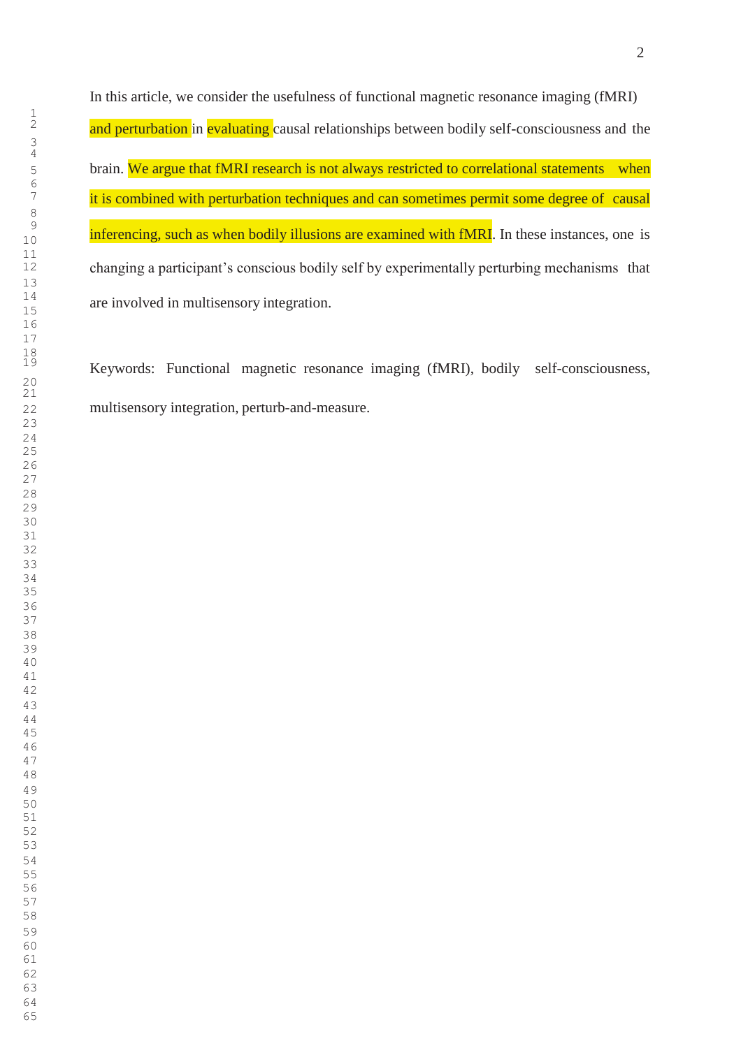In this article, we consider the usefulness of functional magnetic resonance imaging (fMRI) and perturbation in evaluating causal relationships between bodily self-consciousness and the brain. We argue that fMRI research is not always restricted to correlational statements when it is combined with perturbation techniques and can sometimes permit some degree of causal inferencing, such as when bodily illusions are examined with fMRI. In these instances, one is changing a participant's conscious bodily self by experimentally perturbing mechanisms that are involved in multisensory integration.

Keywords: Functional magnetic resonance imaging (fMRI), bodily self-consciousness, multisensory integration, perturb-and-measure.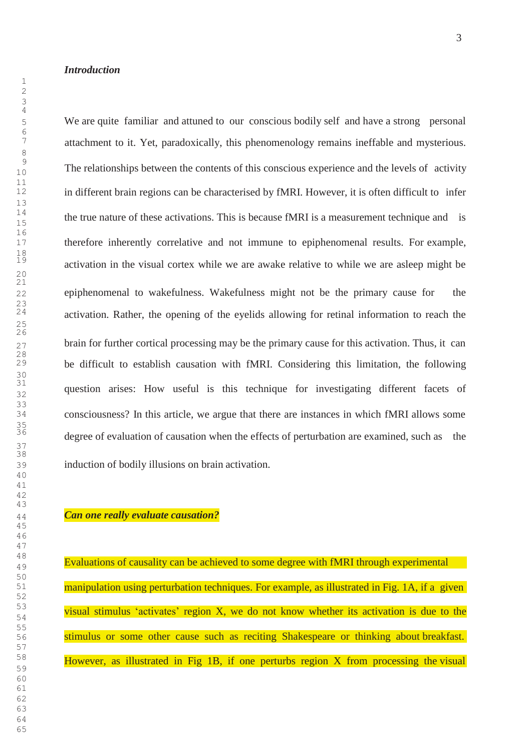### *Introduction*

We are quite familiar and attuned to our conscious bodily self and have a strong personal attachment to it. Yet, paradoxically, this phenomenology remains ineffable and mysterious. The relationships between the contents of this conscious experience and the levels of activity in different brain regions can be characterised by fMRI. However, it is often difficult to infer the true nature of these activations. This is because fMRI is a measurement technique and is therefore inherently correlative and not immune to epiphenomenal results. For example, activation in the visual cortex while we are awake relative to while we are asleep might be epiphenomenal to wakefulness. Wakefulness might not be the primary cause for the activation. Rather, the opening of the eyelids allowing for retinal information to reach the brain for further cortical processing may be the primary cause for this activation. Thus, it can be difficult to establish causation with fMRI. Considering this limitation, the following question arises: How useful is this technique for investigating different facets of consciousness? In this article, we argue that there are instances in which fMRI allows some degree of evaluation of causation when the effects of perturbation are examined, such as the induction of bodily illusions on brain activation.

### *Can one really evaluate causation?*

Evaluations of causality can be achieved to some degree with fMRI through experimental manipulation using perturbation techniques. For example, as illustrated in Fig. 1A, if a given visual stimulus 'activates' region X, we do not know whether its activation is due to the stimulus or some other cause such as reciting Shakespeare or thinking about breakfast. However, as illustrated in Fig 1B, if one perturbs region X from processing the visual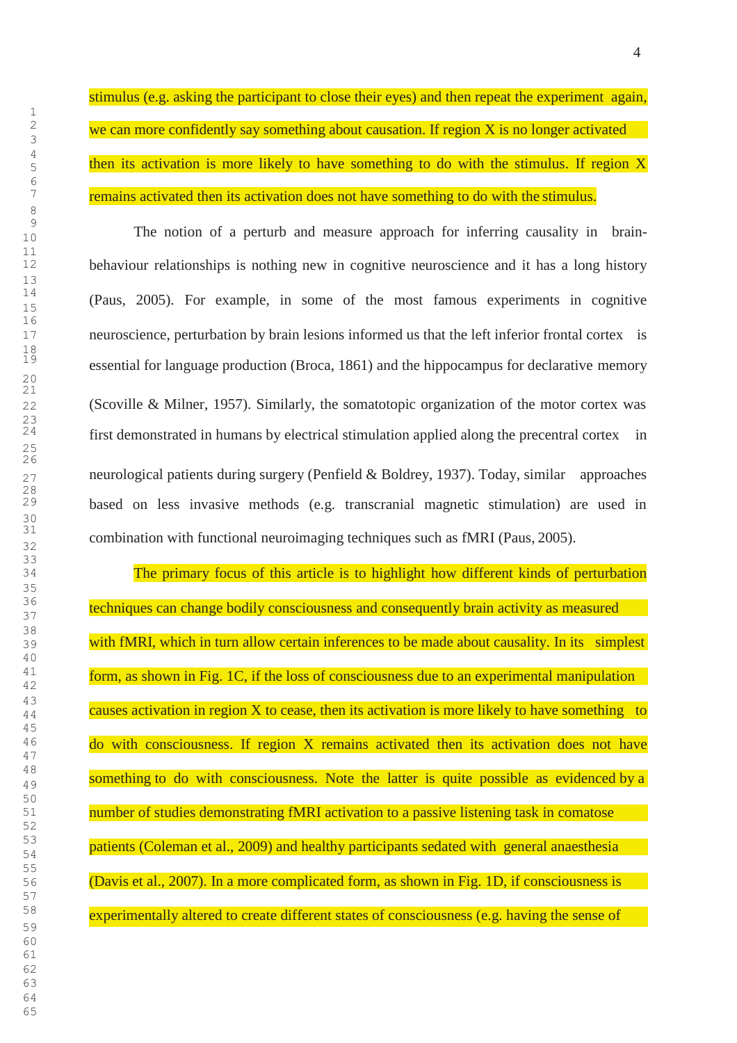stimulus (e.g. asking the participant to close their eyes) and then repeat the experiment again, we can more confidently say something about causation. If region X is no longer activated then its activation is more likely to have something to do with the stimulus. If region X remains activated then its activation does not have something to do with the stimulus.

The notion of a perturb and measure approach for inferring causality in brain-behaviour relationships is nothing new in cognitive neuroscience and it has a long history (Paus, 2005). For example, in some of the most famous experiments in cognitive neuroscience, perturbation by brain lesions informed us that the left inferior frontal cortex is essential for language production (Broca, 1861) and the hippocampus for declarative memory (Scoville & Milner, 1957). Similarly, the somatotopic organization of the motor cortex was first demonstrated in humans by electrical stimulation applied along the precentral cortex in neurological patients during surgery (Penfield & Boldrey, 1937). Today, similar approaches based on less invasive methods (e.g. transcranial magnetic stimulation) are used in combination with functional neuroimaging techniques such as fMRI (Paus, 2005).

The primary focus of this article is to highlight how different kinds of perturbation techniques can change bodily consciousness and consequently brain activity as measured with fMRI, which in turn allow certain inferences to be made about causality. In its simplest form, as shown in Fig. 1C, if the loss of consciousness due to an experimental manipulation causes activation in region X to cease, then its activation is more likely to have something to do with consciousness. If region X remains activated then its activation does not have something to do with consciousness. Note the latter is quite possible as evidenced by a number of studies demonstrating fMRI activation to a passive listening task in comatose patients (Coleman et al., 2009) and healthy participants sedated with general anaesthesia (Davis et al., 2007). In a more complicated form, as shown in Fig. 1D, if consciousness is experimentally altered to create different states of consciousness (e.g. having the sense of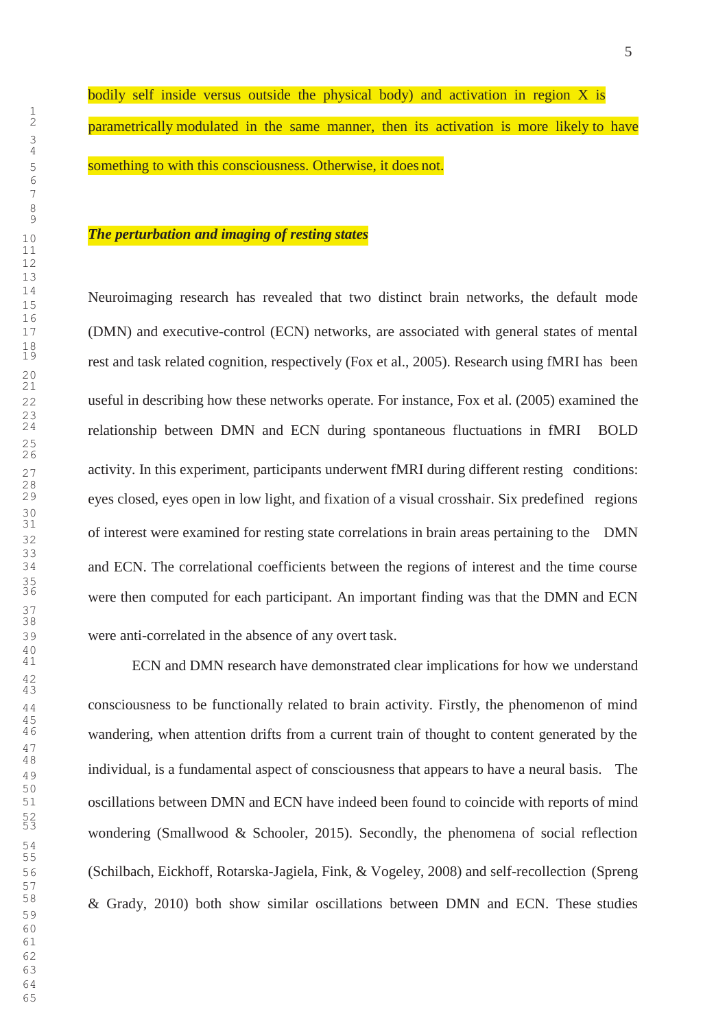bodily self inside versus outside the physical body) and activation in region X is parametrically modulated in the same manner, then its activation is more likely to have something to with this consciousness. Otherwise, it does not.

***The perturbation and imaging of resting states***

Neuroimaging research has revealed that two distinct brain networks, the default mode (DMN) and executive-control (ECN) networks, are associated with general states of mental rest and task related cognition, respectively (Fox et al., 2005). Research using fMRI has been useful in describing how these networks operate. For instance, Fox et al. (2005) examined the relationship between DMN and ECN during spontaneous fluctuations in fMRI BOLD activity. In this experiment, participants underwent fMRI during different resting conditions: eyes closed, eyes open in low light, and fixation of a visual crosshair. Six predefined regions of interest were examined for resting state correlations in brain areas pertaining to the DMN and ECN. The correlational coefficients between the regions of interest and the time course were then computed for each participant. An important finding was that the DMN and ECN were anti-correlated in the absence of any overt task.

ECN and DMN research have demonstrated clear implications for how we understand consciousness to be functionally related to brain activity. Firstly, the phenomenon of mind wandering, when attention drifts from a current train of thought to content generated by the individual, is a fundamental aspect of consciousness that appears to have a neural basis. The oscillations between DMN and ECN have indeed been found to coincide with reports of mind wondering (Smallwood & Schooler, 2015). Secondly, the phenomena of social reflection (Schilbach, Eickhoff, Rotarska-Jagiela, Fink, & Vogeley, 2008) and self-recollection (Spreng & Grady, 2010) both show similar oscillations between DMN and ECN. These studies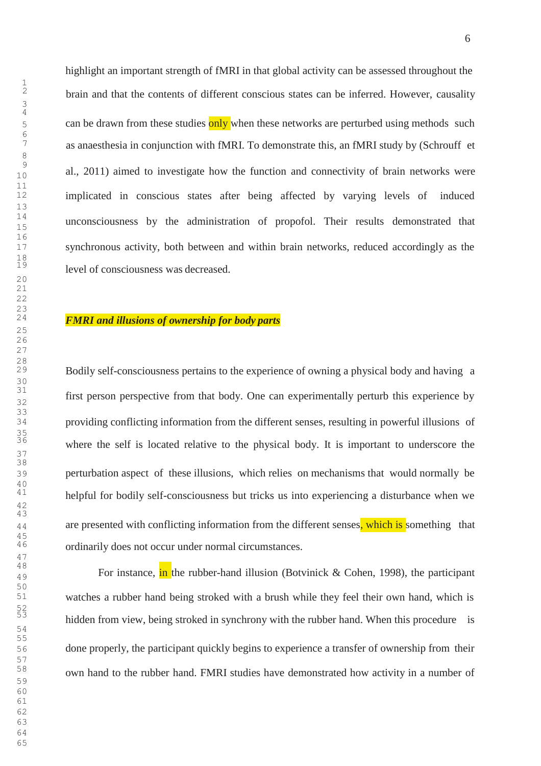highlight an important strength of fMRI in that global activity can be assessed throughout the brain and that the contents of different conscious states can be inferred. However, causality can be drawn from these studies only when these networks are perturbed using methods such as anaesthesia in conjunction with fMRI. To demonstrate this, an fMRI study by (Schrouff et al., 2011) aimed to investigate how the function and connectivity of brain networks were implicated in conscious states after being affected by varying levels of induced unconsciousness by the administration of propofol. Their results demonstrated that synchronous activity, both between and within brain networks, reduced accordingly as the level of consciousness was decreased.

***FMRI and illusions of ownership for body parts***

Bodily self-consciousness pertains to the experience of owning a physical body and having a first person perspective from that body. One can experimentally perturb this experience by providing conflicting information from the different senses, resulting in powerful illusions of where the self is located relative to the physical body. It is important to underscore the perturbation aspect of these illusions, which relies on mechanisms that would normally be helpful for bodily self-consciousness but tricks us into experiencing a disturbance when we are presented with conflicting information from the different senses, which is something that ordinarily does not occur under normal circumstances.

For instance, in the rubber-hand illusion (Botvinick & Cohen, 1998), the participant watches a rubber hand being stroked with a brush while they feel their own hand, which is hidden from view, being stroked in synchrony with the rubber hand. When this procedure is done properly, the participant quickly begins to experience a transfer of ownership from their own hand to the rubber hand. FMRI studies have demonstrated how activity in a number of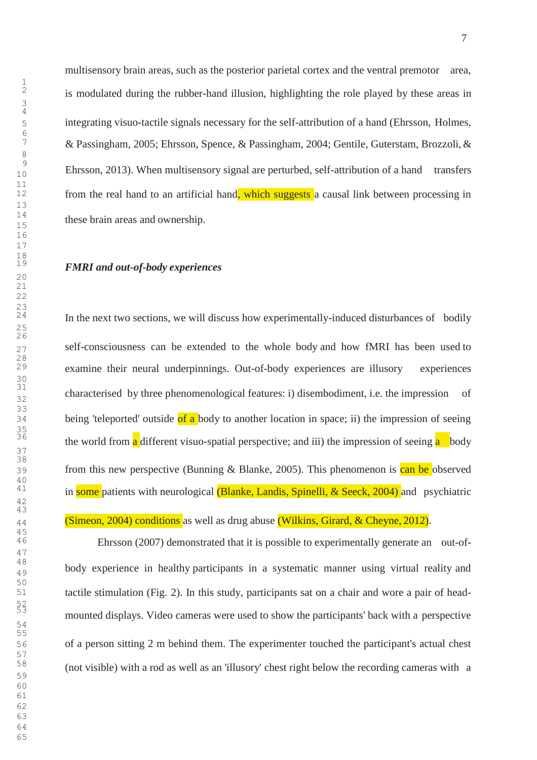multisensory brain areas, such as the posterior parietal cortex and the ventral premotor area, is modulated during the rubber-hand illusion, highlighting the role played by these areas in integrating visuo-tactile signals necessary for the self-attribution of a hand (Ehrsson, Holmes, & Passingham, 2005; Ehrsson, Spence, & Passingham, 2004; Gentile, Guterstam, Brozzoli, & Ehrsson, 2013). When multisensory signal are perturbed, self-attribution of a hand transfers from the real hand to an artificial hand, which suggests a causal link between processing in these brain areas and ownership.

***FMRI and out-of-body experiences***

In the next two sections, we will discuss how experimentally-induced disturbances of bodily self-consciousness can be extended to the whole body and how fMRI has been used to examine their neural underpinnings. Out-of-body experiences are illusory experiences characterised by three phenomenological features: i) disembodiment, i.e. the impression of being 'teleported' outside of a body to another location in space; ii) the impression of seeing the world from a different visuo-spatial perspective; and iii) the impression of seeing a body from this new perspective (Bunning & Blanke, 2005). This phenomenon is can be observed in some patients with neurological (Blanke, Landis, Spinelli, & Seeck, 2004) and psychiatric (Simeon, 2004) conditions as well as drug abuse (Wilkins, Girard, & Cheyne, 2012).

Ehrsson (2007) demonstrated that it is possible to experimentally generate an out-of-body experience in healthy participants in a systematic manner using virtual reality and tactile stimulation (Fig. 2). In this study, participants sat on a chair and wore a pair of head-mounted displays. Video cameras were used to show the participants' back with a perspective of a person sitting 2 m behind them. The experimenter touched the participant's actual chest (not visible) with a rod as well as an 'illusory' chest right below the recording cameras with a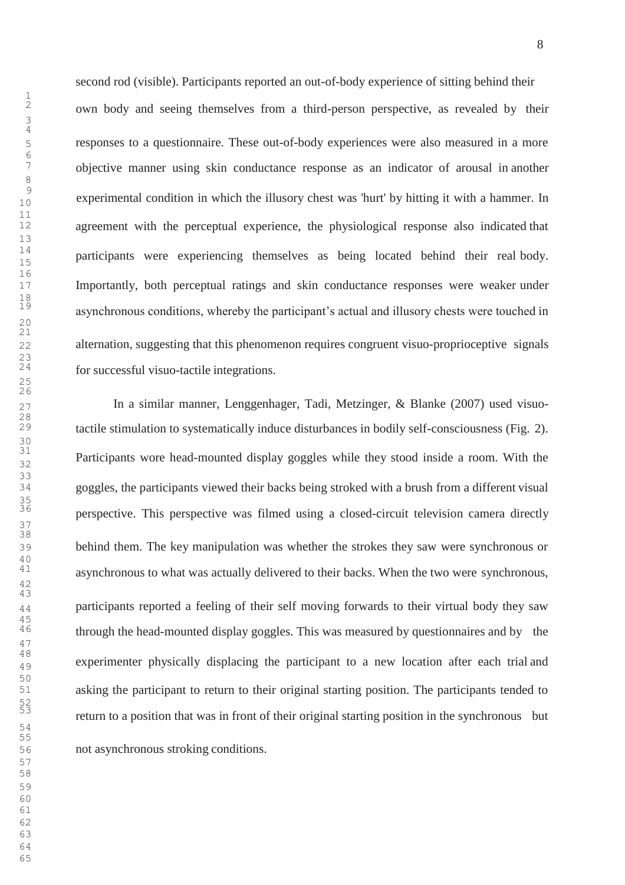second rod (visible). Participants reported an out-of-body experience of sitting behind their own body and seeing themselves from a third-person perspective, as revealed by their responses to a questionnaire. These out-of-body experiences were also measured in a more objective manner using skin conductance response as an indicator of arousal in another experimental condition in which the illusory chest was 'hurt' by hitting it with a hammer. In agreement with the perceptual experience, the physiological response also indicated that participants were experiencing themselves as being located behind their real body. Importantly, both perceptual ratings and skin conductance responses were weaker under asynchronous conditions, whereby the participant's actual and illusory chests were touched in alternation, suggesting that this phenomenon requires congruent visuo-proprioceptive signals for successful visuo-tactile integrations.

In a similar manner, Lenggenhager, Tadi, Metzinger, & Blanke (2007) used visuo-tactile stimulation to systematically induce disturbances in bodily self-consciousness (Fig. 2). Participants wore head-mounted display goggles while they stood inside a room. With the goggles, the participants viewed their backs being stroked with a brush from a different visual perspective. This perspective was filmed using a closed-circuit television camera directly behind them. The key manipulation was whether the strokes they saw were synchronous or asynchronous to what was actually delivered to their backs. When the two were synchronous, participants reported a feeling of their self moving forwards to their virtual body they saw through the head-mounted display goggles. This was measured by questionnaires and by the experimenter physically displacing the participant to a new location after each trial and asking the participant to return to their original starting position. The participants tended to return to a position that was in front of their original starting position in the synchronous but not asynchronous stroking conditions.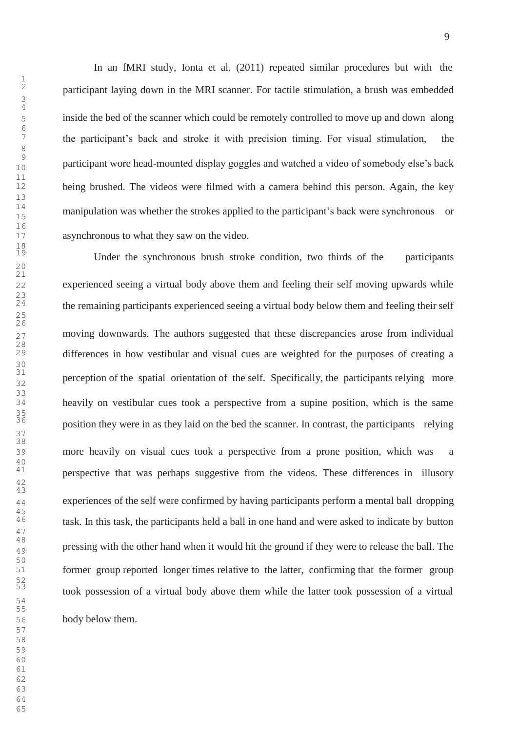In an fMRI study, Ionta et al. (2011) repeated similar procedures but with the participant laying down in the MRI scanner. For tactile stimulation, a brush was embedded inside the bed of the scanner which could be remotely controlled to move up and down along the participant's back and stroke it with precision timing. For visual stimulation, the participant wore head-mounted display goggles and watched a video of somebody else's back being brushed. The videos were filmed with a camera behind this person. Again, the key manipulation was whether the strokes applied to the participant's back were synchronous or asynchronous to what they saw on the video.

Under the synchronous brush stroke condition, two thirds of the participants experienced seeing a virtual body above them and feeling their self moving upwards while the remaining participants experienced seeing a virtual body below them and feeling their self moving downwards. The authors suggested that these discrepancies arose from individual differences in how vestibular and visual cues are weighted for the purposes of creating a perception of the spatial orientation of the self. Specifically, the participants relying more heavily on vestibular cues took a perspective from a supine position, which is the same position they were in as they laid on the bed the scanner. In contrast, the participants relying more heavily on visual cues took a perspective from a prone position, which was a perspective that was perhaps suggestive from the videos. These differences in illusory experiences of the self were confirmed by having participants perform a mental ball dropping task. In this task, the participants held a ball in one hand and were asked to indicate by button pressing with the other hand when it would hit the ground if they were to release the ball. The former group reported longer times relative to the latter, confirming that the former group took possession of a virtual body above them while the latter took possession of a virtual body below them.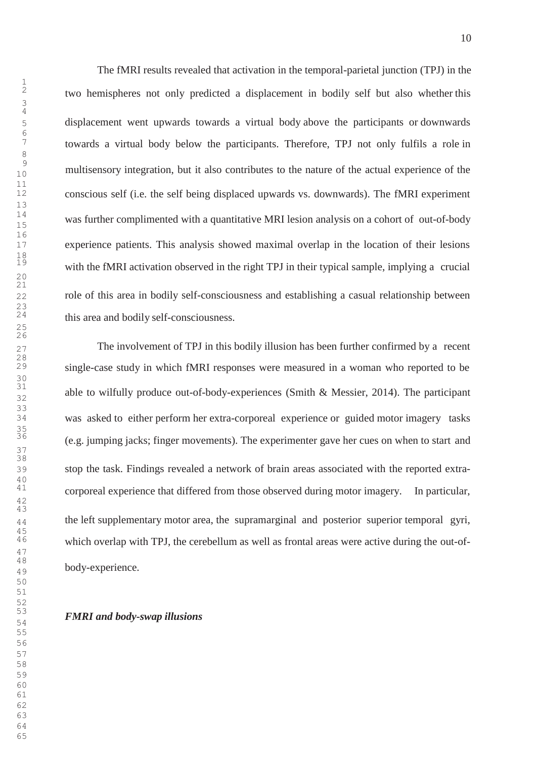The fMRI results revealed that activation in the temporal-parietal junction (TPJ) in the two hemispheres not only predicted a displacement in bodily self but also whether this displacement went upwards towards a virtual body above the participants or downwards towards a virtual body below the participants. Therefore, TPJ not only fulfils a role in multisensory integration, but it also contributes to the nature of the actual experience of the conscious self (i.e. the self being displaced upwards vs. downwards). The fMRI experiment was further complimented with a quantitative MRI lesion analysis on a cohort of out-of-body experience patients. This analysis showed maximal overlap in the location of their lesions with the fMRI activation observed in the right TPJ in their typical sample, implying a crucial role of this area in bodily self-consciousness and establishing a casual relationship between this area and bodily self-consciousness.

The involvement of TPJ in this bodily illusion has been further confirmed by a recent single-case study in which fMRI responses were measured in a woman who reported to be able to wilfully produce out-of-body-experiences (Smith & Messier, 2014). The participant was asked to either perform her extra-corporeal experience or guided motor imagery tasks (e.g. jumping jacks; finger movements). The experimenter gave her cues on when to start and stop the task. Findings revealed a network of brain areas associated with the reported extra-corporeal experience that differed from those observed during motor imagery. In particular, the left supplementary motor area, the supramarginal and posterior superior temporal gyri, which overlap with TPJ, the cerebellum as well as frontal areas were active during the out-of-body-experience.

***FMRI and body-swap illusions***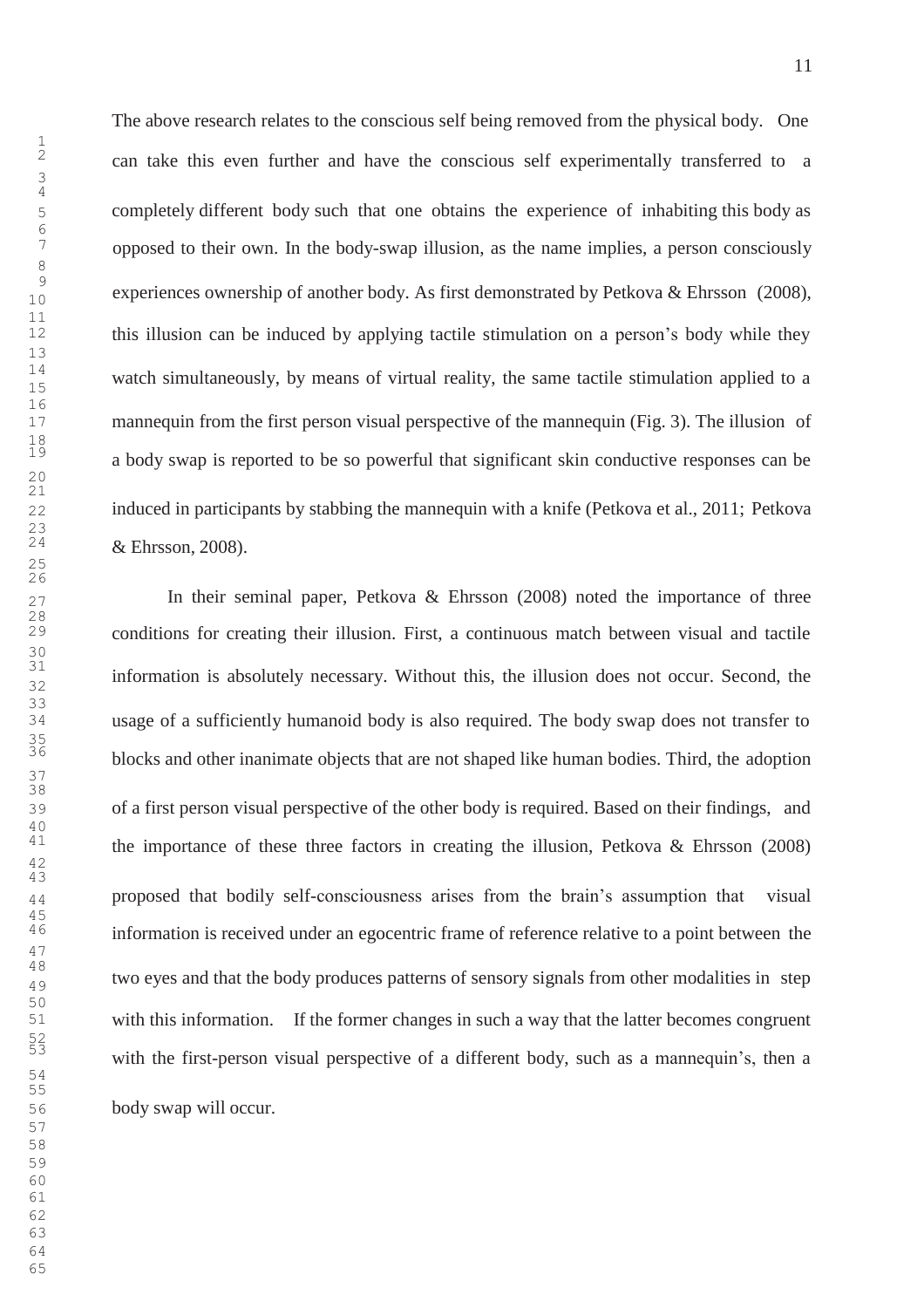The above research relates to the conscious self being removed from the physical body. One can take this even further and have the conscious self experimentally transferred to a completely different body such that one obtains the experience of inhabiting this body as opposed to their own. In the body-swap illusion, as the name implies, a person consciously experiences ownership of another body. As first demonstrated by Petkova & Ehrsson (2008), this illusion can be induced by applying tactile stimulation on a person's body while they watch simultaneously, by means of virtual reality, the same tactile stimulation applied to a mannequin from the first person visual perspective of the mannequin (Fig. 3). The illusion of a body swap is reported to be so powerful that significant skin conductive responses can be induced in participants by stabbing the mannequin with a knife (Petkova et al., 2011; Petkova & Ehrsson, 2008).

In their seminal paper, Petkova & Ehrsson (2008) noted the importance of three conditions for creating their illusion. First, a continuous match between visual and tactile information is absolutely necessary. Without this, the illusion does not occur. Second, the usage of a sufficiently humanoid body is also required. The body swap does not transfer to blocks and other inanimate objects that are not shaped like human bodies. Third, the adoption of a first person visual perspective of the other body is required. Based on their findings, and the importance of these three factors in creating the illusion, Petkova & Ehrsson (2008) proposed that bodily self-consciousness arises from the brain's assumption that visual information is received under an egocentric frame of reference relative to a point between the two eyes and that the body produces patterns of sensory signals from other modalities in step with this information. If the former changes in such a way that the latter becomes congruent with the first-person visual perspective of a different body, such as a mannequin's, then a body swap will occur.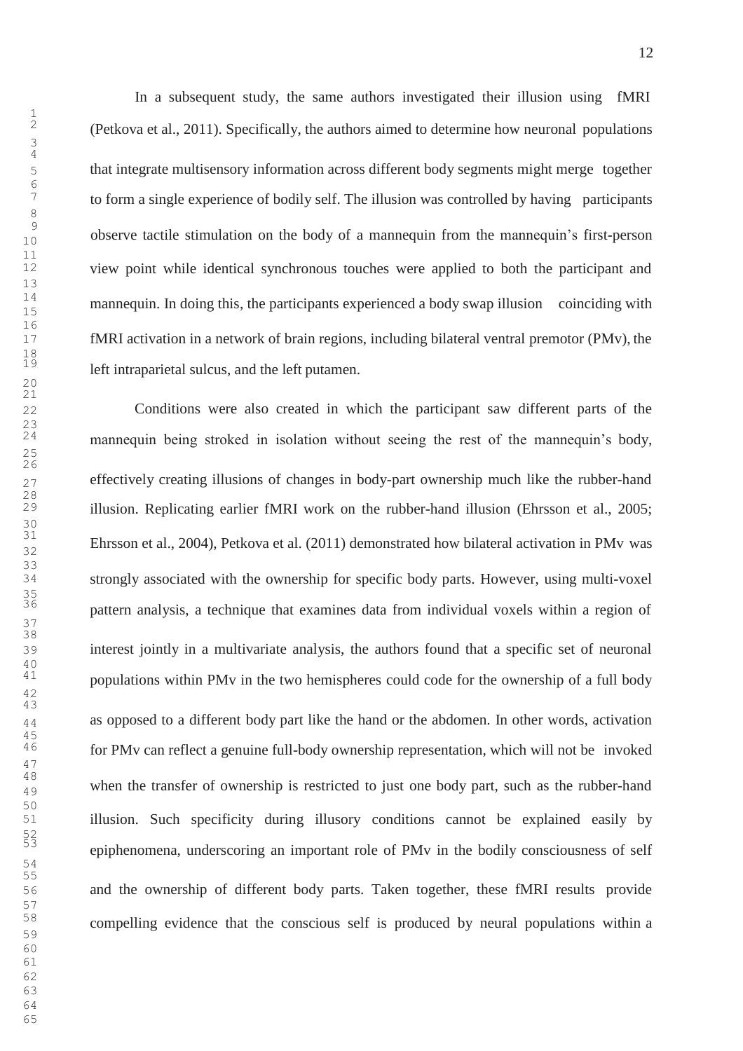In a subsequent study, the same authors investigated their illusion using fMRI (Petkova et al., 2011). Specifically, the authors aimed to determine how neuronal populations that integrate multisensory information across different body segments might merge together to form a single experience of bodily self. The illusion was controlled by having participants observe tactile stimulation on the body of a mannequin from the mannequin's first-person view point while identical synchronous touches were applied to both the participant and mannequin. In doing this, the participants experienced a body swap illusion coinciding with fMRI activation in a network of brain regions, including bilateral ventral premotor (PMv), the left intraparietal sulcus, and the left putamen.

Conditions were also created in which the participant saw different parts of the mannequin being stroked in isolation without seeing the rest of the mannequin's body, effectively creating illusions of changes in body-part ownership much like the rubber-hand illusion. Replicating earlier fMRI work on the rubber-hand illusion (Ehrsson et al., 2005; Ehrsson et al., 2004), Petkova et al. (2011) demonstrated how bilateral activation in PMv was strongly associated with the ownership for specific body parts. However, using multi-voxel pattern analysis, a technique that examines data from individual voxels within a region of interest jointly in a multivariate analysis, the authors found that a specific set of neuronal populations within PMv in the two hemispheres could code for the ownership of a full body as opposed to a different body part like the hand or the abdomen. In other words, activation for PMv can reflect a genuine full-body ownership representation, which will not be invoked when the transfer of ownership is restricted to just one body part, such as the rubber-hand illusion. Such specificity during illusory conditions cannot be explained easily by epiphenomena, underscoring an important role of PMv in the bodily consciousness of self and the ownership of different body parts. Taken together, these fMRI results provide compelling evidence that the conscious self is produced by neural populations within a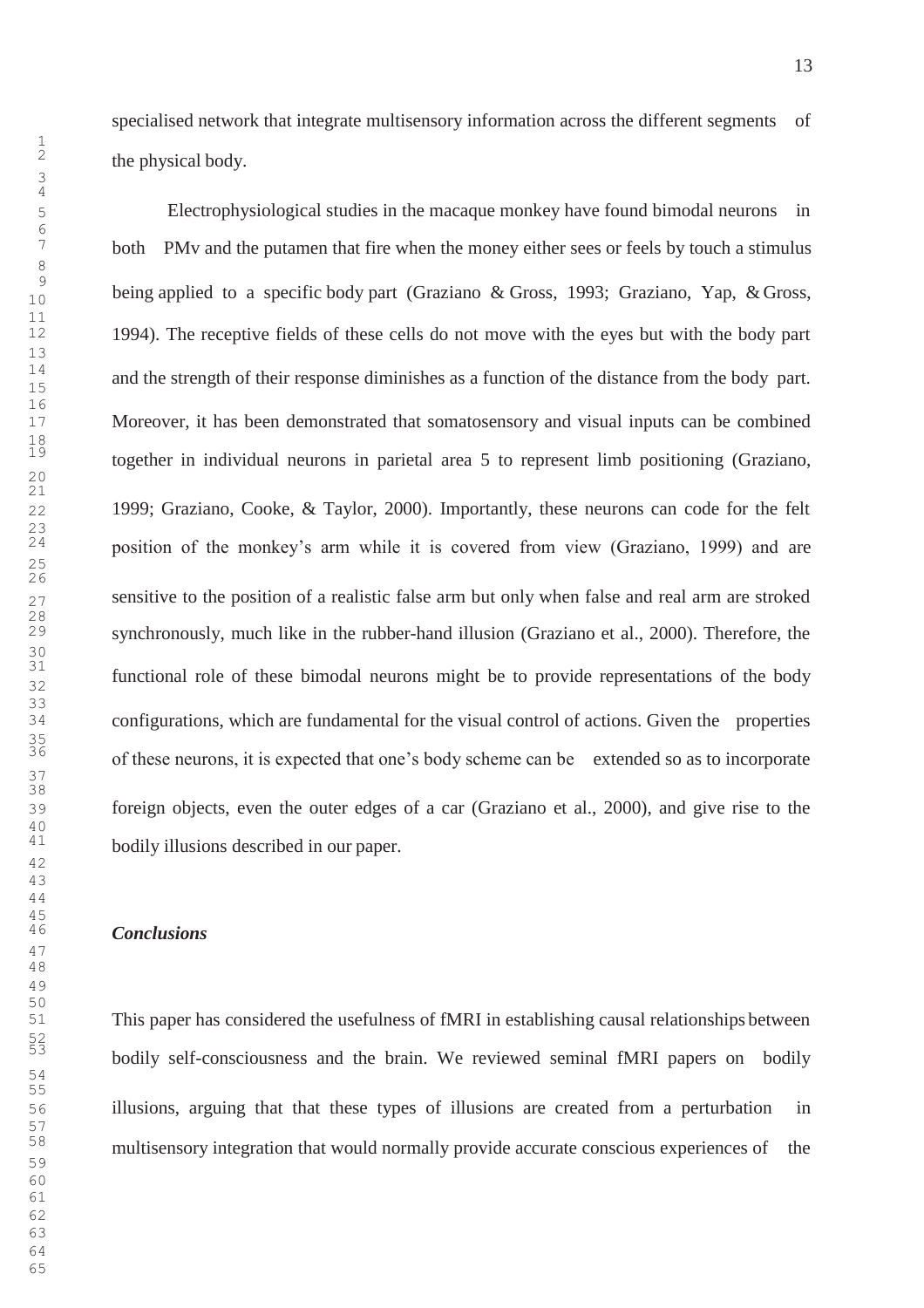specialised network that integrate multisensory information across the different segments of the physical body.

Electrophysiological studies in the macaque monkey have found bimodal neurons in both PMv and the putamen that fire when the money either sees or feels by touch a stimulus being applied to a specific body part (Graziano & Gross, 1993; Graziano, Yap, & Gross, 1994). The receptive fields of these cells do not move with the eyes but with the body part and the strength of their response diminishes as a function of the distance from the body part. Moreover, it has been demonstrated that somatosensory and visual inputs can be combined together in individual neurons in parietal area 5 to represent limb positioning (Graziano, 1999; Graziano, Cooke, & Taylor, 2000). Importantly, these neurons can code for the felt position of the monkey's arm while it is covered from view (Graziano, 1999) and are sensitive to the position of a realistic false arm but only when false and real arm are stroked synchronously, much like in the rubber-hand illusion (Graziano et al., 2000). Therefore, the functional role of these bimodal neurons might be to provide representations of the body configurations, which are fundamental for the visual control of actions. Given the properties of these neurons, it is expected that one's body scheme can be extended so as to incorporate foreign objects, even the outer edges of a car (Graziano et al., 2000), and give rise to the bodily illusions described in our paper.

### *Conclusions*

This paper has considered the usefulness of fMRI in establishing causal relationships between bodily self-consciousness and the brain. We reviewed seminal fMRI papers on bodily illusions, arguing that that these types of illusions are created from a perturbation in multisensory integration that would normally provide accurate conscious experiences of the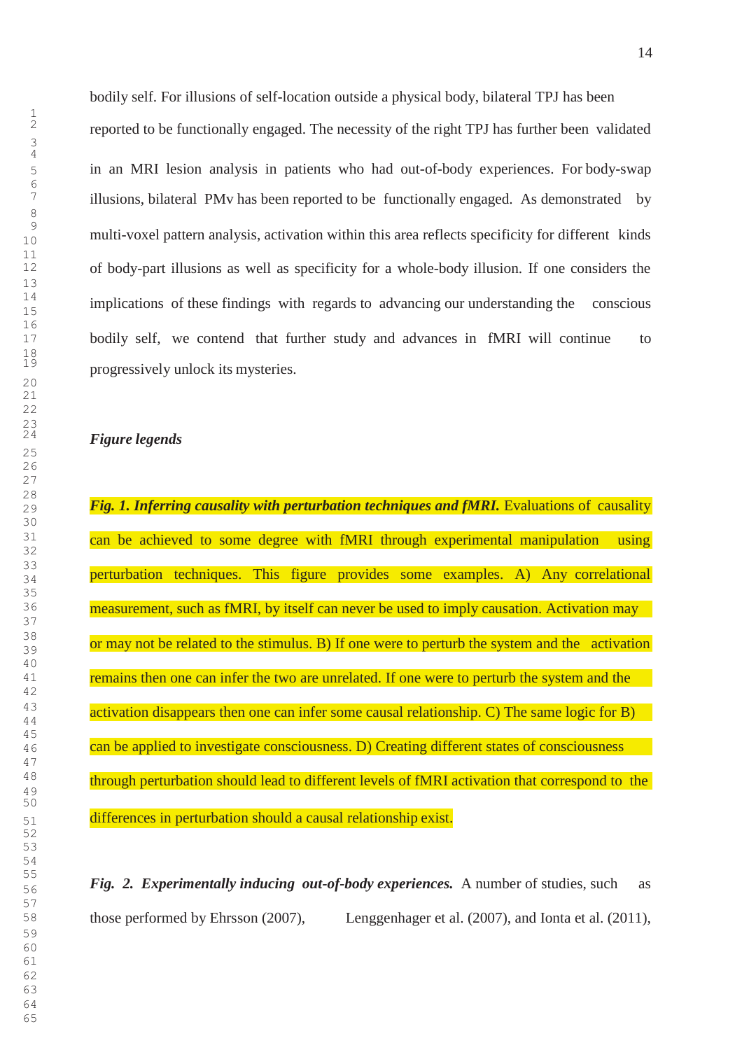bodily self. For illusions of self-location outside a physical body, bilateral TPJ has been reported to be functionally engaged. The necessity of the right TPJ has further been validated in an MRI lesion analysis in patients who had out-of-body experiences. For body-swap illusions, bilateral PMv has been reported to be functionally engaged. As demonstrated by multi-voxel pattern analysis, activation within this area reflects specificity for different kinds of body-part illusions as well as specificity for a whole-body illusion. If one considers the implications of these findings with regards to advancing our understanding the conscious bodily self, we contend that further study and advances in fMRI will continue to progressively unlock its mysteries.

### *Figure legends*

***Fig. 1. Inferring causality with perturbation techniques and fMRI.*** Evaluations of causality can be achieved to some degree with fMRI through experimental manipulation using perturbation techniques. This figure provides some examples. A) Any correlational measurement, such as fMRI, by itself can never be used to imply causation. Activation may or may not be related to the stimulus. B) If one were to perturb the system and the activation remains then one can infer the two are unrelated. If one were to perturb the system and the activation disappears then one can infer some causal relationship. C) The same logic for B) can be applied to investigate consciousness. D) Creating different states of consciousness through perturbation should lead to different levels of fMRI activation that correspond to the differences in perturbation should a causal relationship exist.

***Fig. 2. Experimentally inducing out-of-body experiences.*** A number of studies, such as those performed by Ehrsson (2007), Lenggenhager et al. (2007), and Ionta et al. (2011),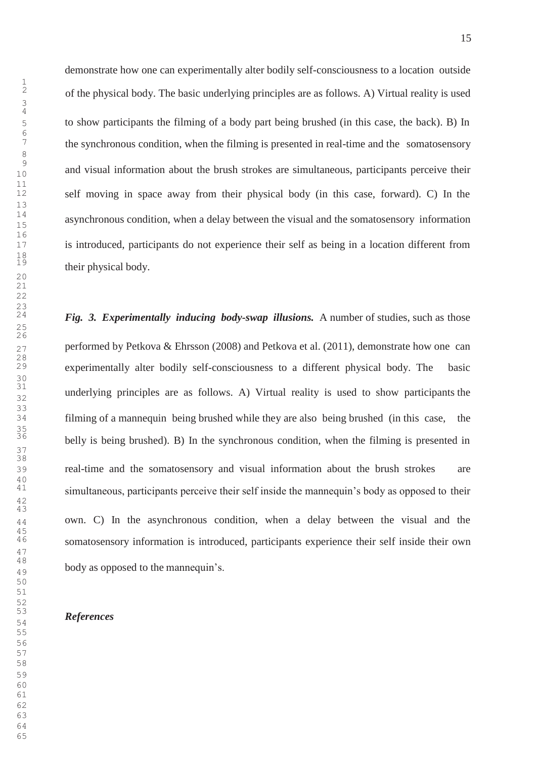demonstrate how one can experimentally alter bodily self-consciousness to a location outside of the physical body. The basic underlying principles are as follows. A) Virtual reality is used to show participants the filming of a body part being brushed (in this case, the back). B) In the synchronous condition, when the filming is presented in real-time and the somatosensory and visual information about the brush strokes are simultaneous, participants perceive their self moving in space away from their physical body (in this case, forward). C) In the asynchronous condition, when a delay between the visual and the somatosensory information is introduced, participants do not experience their self as being in a location different from their physical body.

***Fig. 3. Experimentally inducing body-swap illusions.*** A number of studies, such as those performed by Petkova & Ehrsson (2008) and Petkova et al. (2011), demonstrate how one can experimentally alter bodily self-consciousness to a different physical body. The basic underlying principles are as follows. A) Virtual reality is used to show participants the filming of a mannequin being brushed while they are also being brushed (in this case, the belly is being brushed). B) In the synchronous condition, when the filming is presented in real-time and the somatosensory and visual information about the brush strokes are simultaneous, participants perceive their self inside the mannequin's body as opposed to their own. C) In the asynchronous condition, when a delay between the visual and the somatosensory information is introduced, participants experience their self inside their own body as opposed to the mannequin's.

***References***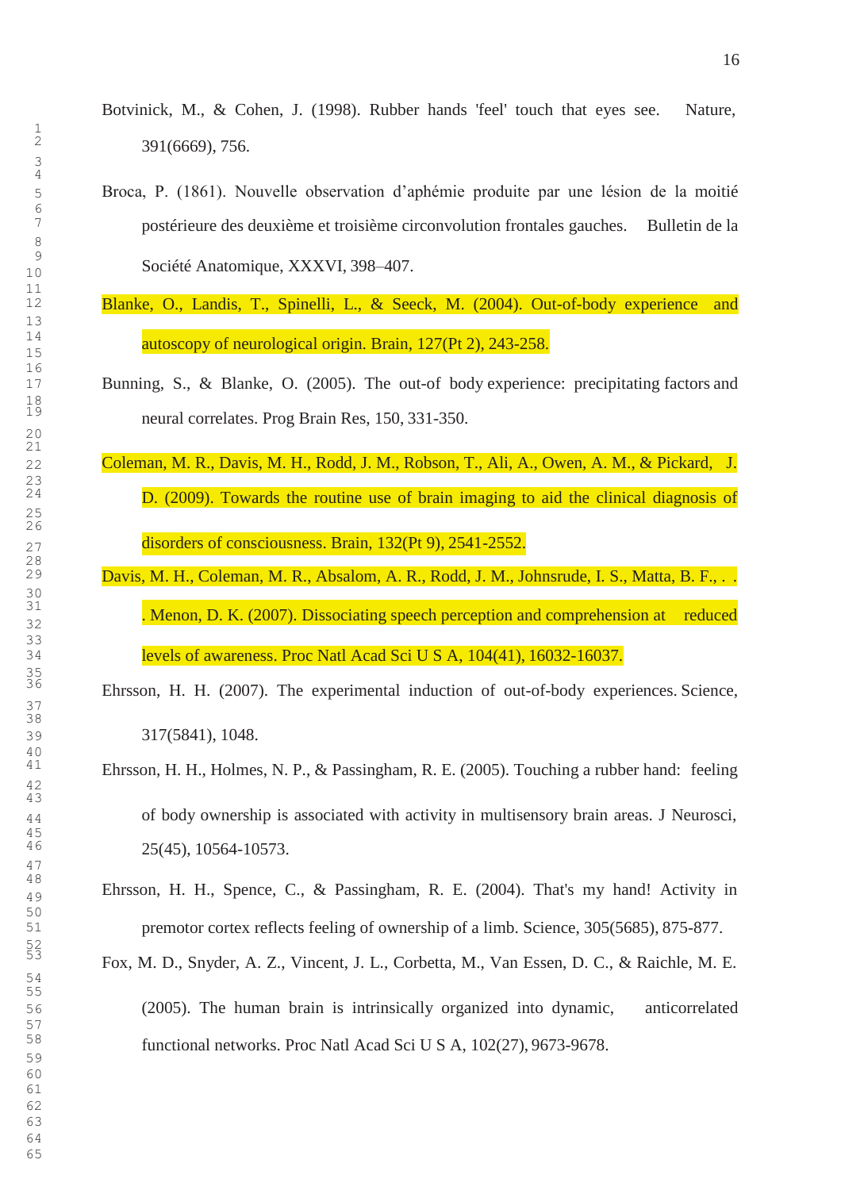Botvinick, M., & Cohen, J. (1998). Rubber hands 'feel' touch that eyes see. Nature, 391(6669), 756.

Broca, P. (1861). Nouvelle observation d'aphémie produite par une lésion de la moitié postérieure des deuxième et troisième circonvolution frontales gauches. Bulletin de la Société Anatomique, XXXVI, 398–407.

Blanke, O., Landis, T., Spinelli, L., & Seeck, M. (2004). Out-of-body experience and autoscopy of neurological origin. Brain, 127(Pt 2), 243-258.

Bunning, S., & Blanke, O. (2005). The out-of body experience: precipitating factors and neural correlates. Prog Brain Res, 150, 331-350.

Coleman, M. R., Davis, M. H., Rodd, J. M., Robson, T., Ali, A., Owen, A. M., & Pickard, J. D. (2009). Towards the routine use of brain imaging to aid the clinical diagnosis of disorders of consciousness. Brain, 132(Pt 9), 2541-2552.

Davis, M. H., Coleman, M. R., Absalom, A. R., Rodd, J. M., Johnsrude, I. S., Matta, B. F., . . . Menon, D. K. (2007). Dissociating speech perception and comprehension at reduced levels of awareness. Proc Natl Acad Sci U S A, 104(41), 16032-16037.

Ehrsson, H. H. (2007). The experimental induction of out-of-body experiences. Science, 317(5841), 1048.

Ehrsson, H. H., Holmes, N. P., & Passingham, R. E. (2005). Touching a rubber hand: feeling of body ownership is associated with activity in multisensory brain areas. J Neurosci, 25(45), 10564-10573.

Ehrsson, H. H., Spence, C., & Passingham, R. E. (2004). That's my hand! Activity in premotor cortex reflects feeling of ownership of a limb. Science, 305(5685), 875-877.

Fox, M. D., Snyder, A. Z., Vincent, J. L., Corbetta, M., Van Essen, D. C., & Raichle, M. E. (2005). The human brain is intrinsically organized into dynamic, anticorrelated functional networks. Proc Natl Acad Sci U S A, 102(27), 9673-9678.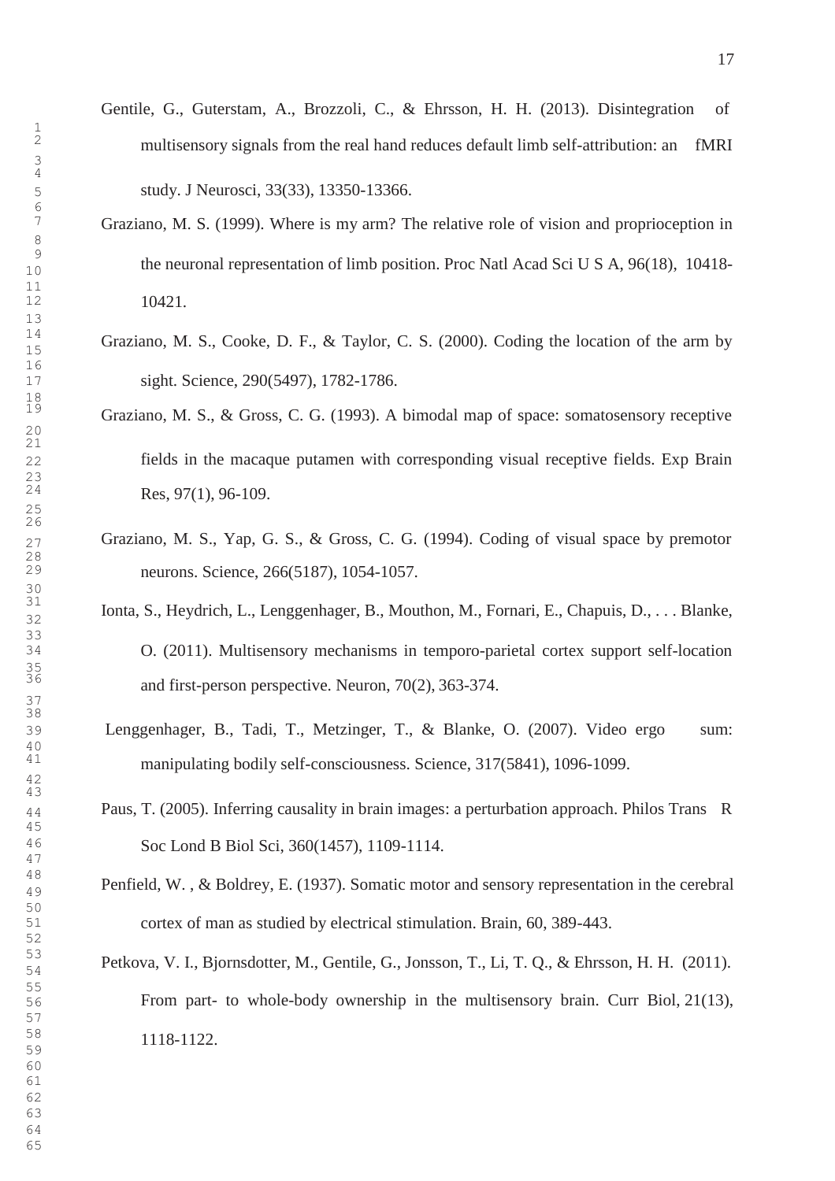Gentile, G., Guterstam, A., Brozzoli, C., & Ehrsson, H. H. (2013). Disintegration of multisensory signals from the real hand reduces default limb self-attribution: an fMRI study. J Neurosci, 33(33), 13350-13366.

Graziano, M. S. (1999). Where is my arm? The relative role of vision and proprioception in the neuronal representation of limb position. Proc Natl Acad Sci U S A, 96(18), 10418-10421.

Graziano, M. S., Cooke, D. F., & Taylor, C. S. (2000). Coding the location of the arm by sight. Science, 290(5497), 1782-1786.

Graziano, M. S., & Gross, C. G. (1993). A bimodal map of space: somatosensory receptive fields in the macaque putamen with corresponding visual receptive fields. Exp Brain Res, 97(1), 96-109.

Graziano, M. S., Yap, G. S., & Gross, C. G. (1994). Coding of visual space by premotor neurons. Science, 266(5187), 1054-1057.

Ionta, S., Heydrich, L., Lenggenhager, B., Mouthon, M., Fornari, E., Chapuis, D., . . . Blanke, O. (2011). Multisensory mechanisms in temporo-parietal cortex support self-location and first-person perspective. Neuron, 70(2), 363-374.

Lenggenhager, B., Tadi, T., Metzinger, T., & Blanke, O. (2007). Video ergo sum: manipulating bodily self-consciousness. Science, 317(5841), 1096-1099.

Paus, T. (2005). Inferring causality in brain images: a perturbation approach. Philos Trans R Soc Lond B Biol Sci, 360(1457), 1109-1114.

Penfield, W. , & Boldrey, E. (1937). Somatic motor and sensory representation in the cerebral cortex of man as studied by electrical stimulation. Brain, 60, 389-443.

Petkova, V. I., Bjornsdotter, M., Gentile, G., Jonsson, T., Li, T. Q., & Ehrsson, H. H. (2011). From part- to whole-body ownership in the multisensory brain. Curr Biol, 21(13), 1118-1122.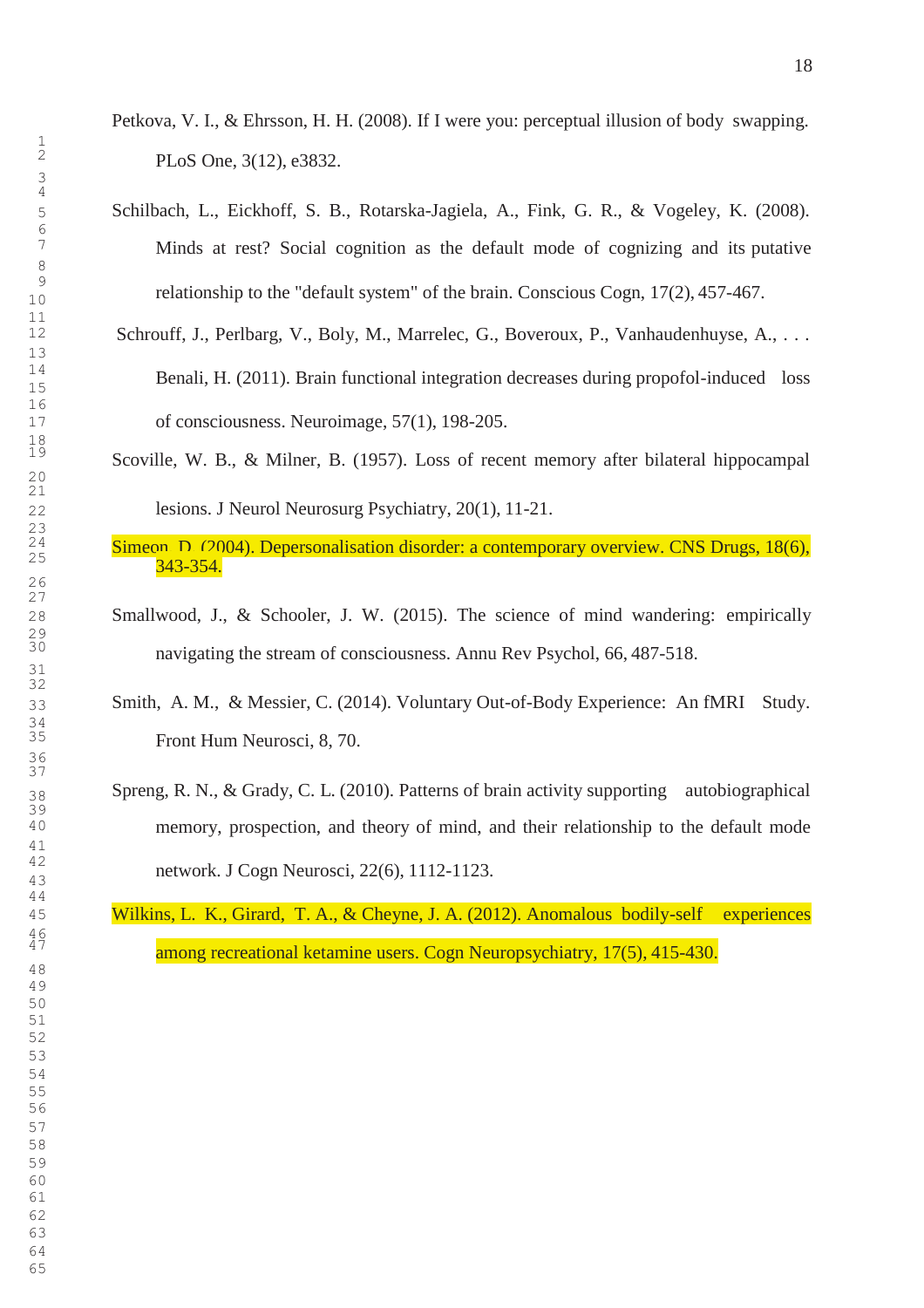Petkova, V. I., & Ehrsson, H. H. (2008). If I were you: perceptual illusion of body swapping. PLoS One, 3(12), e3832.

Schilbach, L., Eickhoff, S. B., Rotarska-Jagiela, A., Fink, G. R., & Vogeley, K. (2008). Minds at rest? Social cognition as the default mode of cognizing and its putative relationship to the "default system" of the brain. Conscious Cogn, 17(2), 457-467.

Schrouff, J., Perlbarg, V., Boly, M., Marrelec, G., Boveroux, P., Vanhaudenhuyse, A., . . . Benali, H. (2011). Brain functional integration decreases during propofol-induced loss of consciousness. Neuroimage, 57(1), 198-205.

Scoville, W. B., & Milner, B. (1957). Loss of recent memory after bilateral hippocampal lesions. J Neurol Neurosurg Psychiatry, 20(1), 11-21.

Simeon, D. (2004). Depersonalisation disorder: a contemporary overview. CNS Drugs, 18(6), 343-354.

Smallwood, J., & Schooler, J. W. (2015). The science of mind wandering: empirically navigating the stream of consciousness. Annu Rev Psychol, 66, 487-518.

Smith, A. M., & Messier, C. (2014). Voluntary Out-of-Body Experience: An fMRI Study. Front Hum Neurosci, 8, 70.

Spreng, R. N., & Grady, C. L. (2010). Patterns of brain activity supporting autobiographical memory, prospection, and theory of mind, and their relationship to the default mode network. J Cogn Neurosci, 22(6), 1112-1123.

Wilkins, L. K., Girard, T. A., & Cheyne, J. A. (2012). Anomalous bodily-self experiences among recreational ketamine users. Cogn Neuropsychiatry, 17(5), 415-430.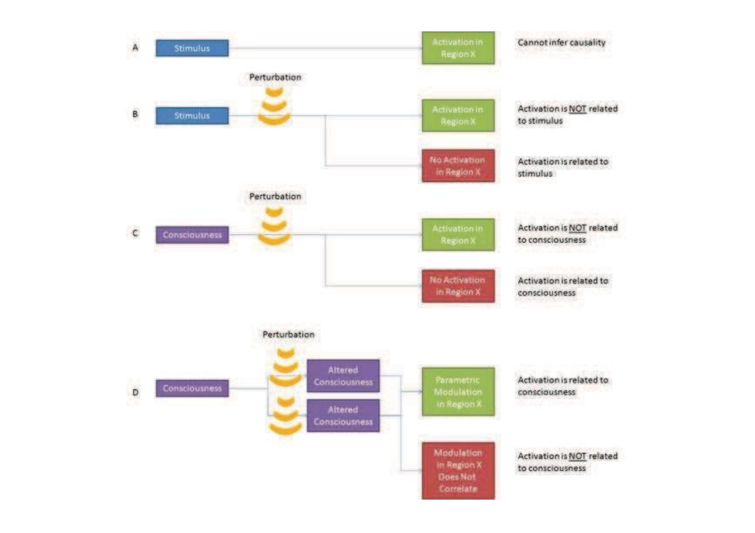A

Stimulus → Activation in Region X — Cannot infer causality

B

Perturbation

Stimulus → Activation in Region X — Activation is NOT related to stimulus

→ No Activation in Region X — Activation is related to stimulus

C

Perturbation

Consciousness → Activation in Region X — Activation is NOT related to consciousness

→ No Activation in Region X — Activation is related to consciousness

D

Perturbation

Consciousness → Altered Consciousness / Altered Consciousness

→ Parametric Modulation in Region X — Activation is related to consciousness

→ Modulation in Region X Does Not Correlate — Activation is NOT related to consciousness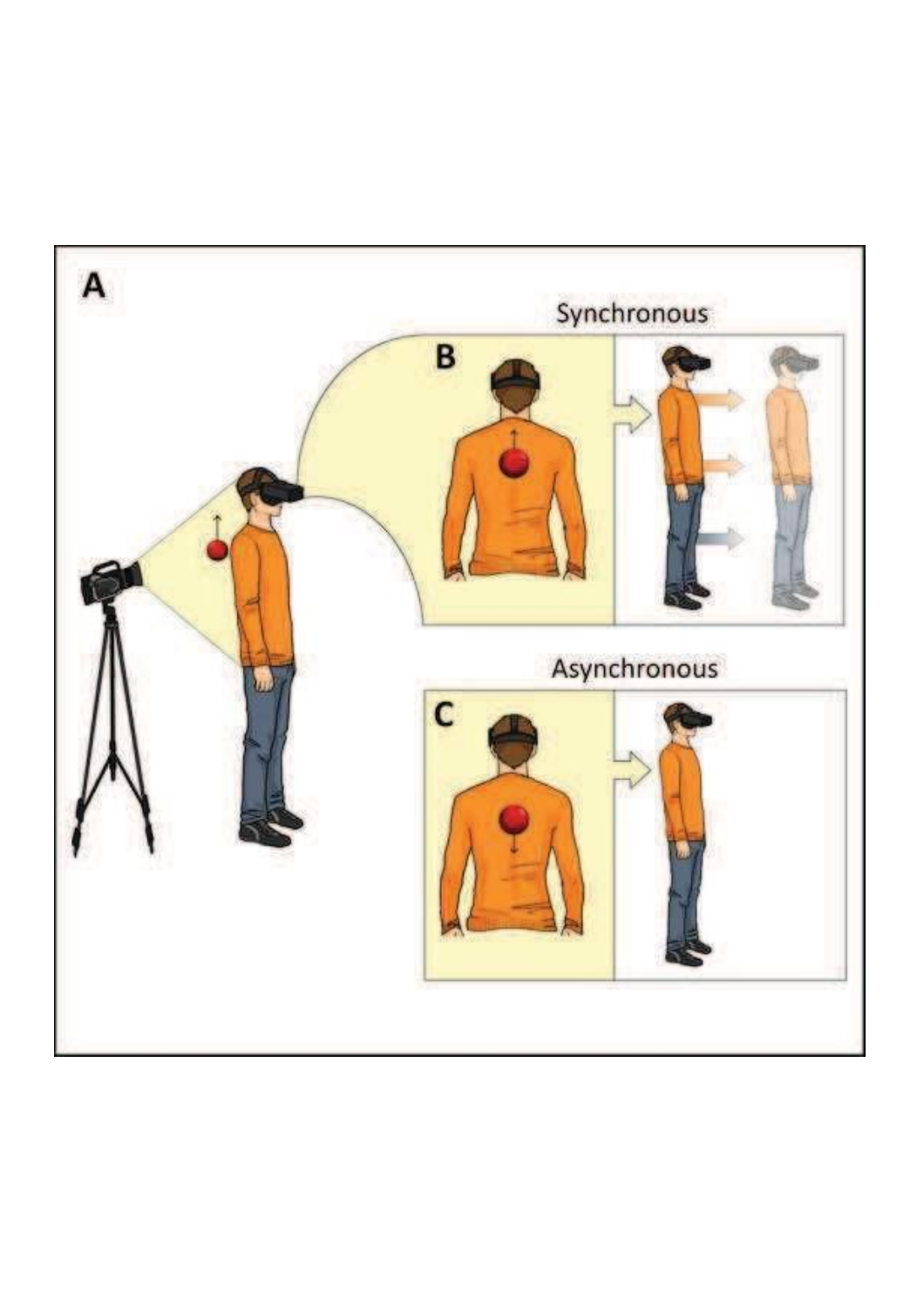A

Synchronous

B

Asynchronous

C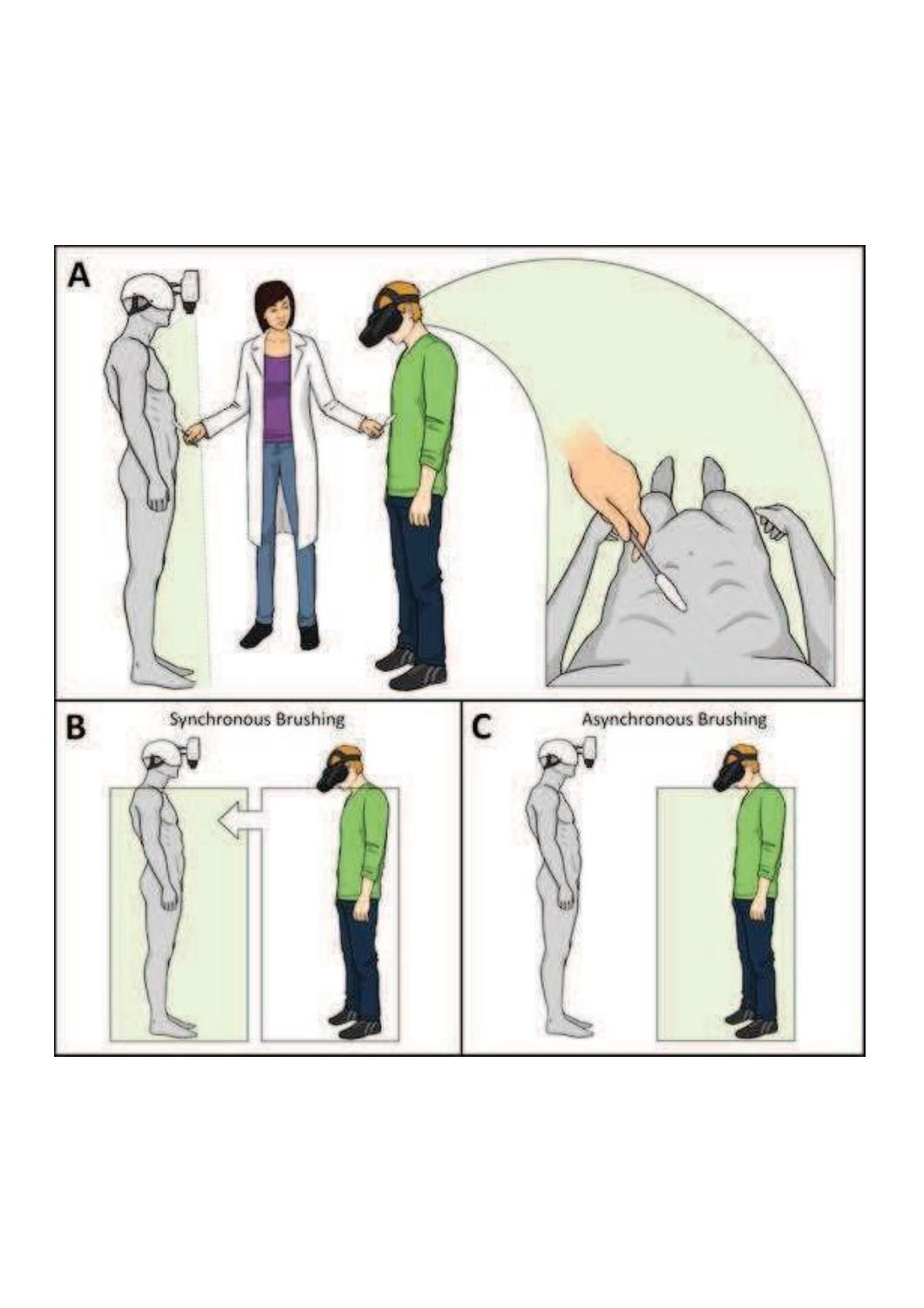A

B

Synchronous Brushing

C

Asynchronous Brushing